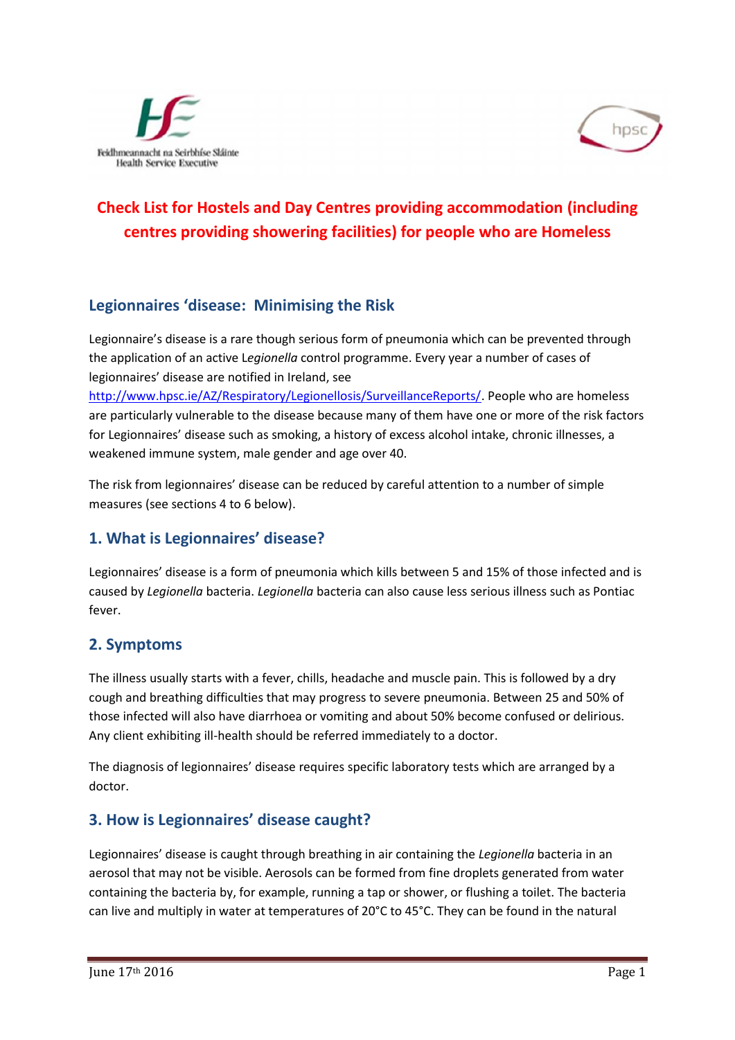# Check List for Hostels and Day Centres providing accommodation (including centres providing showering facilities) for people who are Homeless

## Legionnaires 'disease: Minimising the Risk

Legionnaire's disease is a rare though serious form of pneumonia which can be prevented through the application of an active L*egionella* control programme. Every year a number of cases of legionnaires' disease are notified in Ireland, see http://www.hpsc.ie/AZ/Respiratory/Legionellosis/SurveillanceReports/. People who are homeless are particularly vulnerable to the disease because many of them have one or more of the risk factors for Legionnaires' disease such as smoking, a history of excess alcohol intake, chronic illnesses, a weakened immune system, male gender and age over 40.

The risk from legionnaires' disease can be reduced by careful attention to a number of simple measures (see sections 4 to 6 below).

## 1. What is Legionnaires' disease?

Legionnaires' disease is a form of pneumonia which kills between 5 and 15% of those infected and is caused by *Legionella* bacteria. *Legionella* bacteria can also cause less serious illness such as Pontiac fever.

## 2. Symptoms

The illness usually starts with a fever, chills, headache and muscle pain. This is followed by a dry cough and breathing difficulties that may progress to severe pneumonia. Between 25 and 50% of those infected will also have diarrhoea or vomiting and about 50% become confused or delirious. Any client exhibiting ill-health should be referred immediately to a doctor.

The diagnosis of legionnaires' disease requires specific laboratory tests which are arranged by a doctor.

## 3. How is Legionnaires' disease caught?

Legionnaires' disease is caught through breathing in air containing the *Legionella* bacteria in an aerosol that may not be visible. Aerosols can be formed from fine droplets generated from water containing the bacteria by, for example, running a tap or shower, or flushing a toilet. The bacteria can live and multiply in water at temperatures of 20°C to 45°C. They can be found in the natural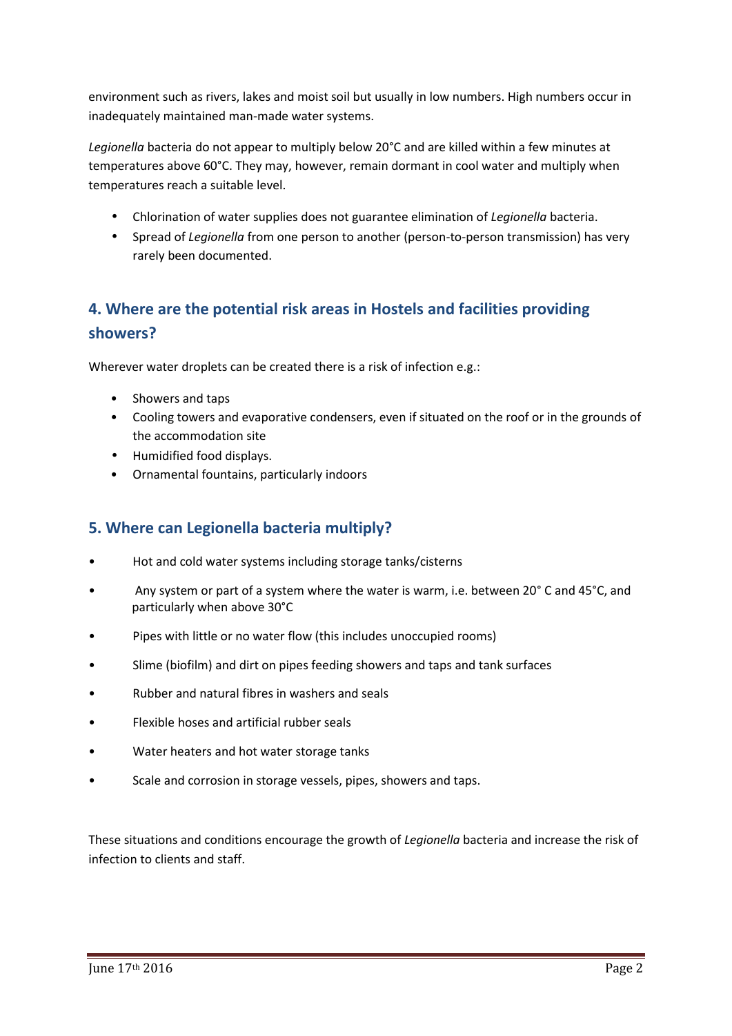environment such as rivers, lakes and moist soil but usually in low numbers. High numbers occur in inadequately maintained man-made water systems.

*Legionella* bacteria do not appear to multiply below 20°C and are killed within a few minutes at temperatures above 60°C. They may, however, remain dormant in cool water and multiply when temperatures reach a suitable level.

- Chlorination of water supplies does not guarantee elimination of *Legionella* bacteria.
- Spread of *Legionella* from one person to another (person-to-person transmission) has very rarely been documented.

## 4. Where are the potential risk areas in Hostels and facilities providing showers?

Wherever water droplets can be created there is a risk of infection e.g.:

- Showers and taps
- Cooling towers and evaporative condensers, even if situated on the roof or in the grounds of the accommodation site
- Humidified food displays.
- Ornamental fountains, particularly indoors

## 5. Where can Legionella bacteria multiply?

- Hot and cold water systems including storage tanks/cisterns
- Any system or part of a system where the water is warm, i.e. between 20° C and 45°C, and particularly when above 30°C
- Pipes with little or no water flow (this includes unoccupied rooms)
- Slime (biofilm) and dirt on pipes feeding showers and taps and tank surfaces
- Rubber and natural fibres in washers and seals
- Flexible hoses and artificial rubber seals
- Water heaters and hot water storage tanks
- Scale and corrosion in storage vessels, pipes, showers and taps.

These situations and conditions encourage the growth of *Legionella* bacteria and increase the risk of infection to clients and staff.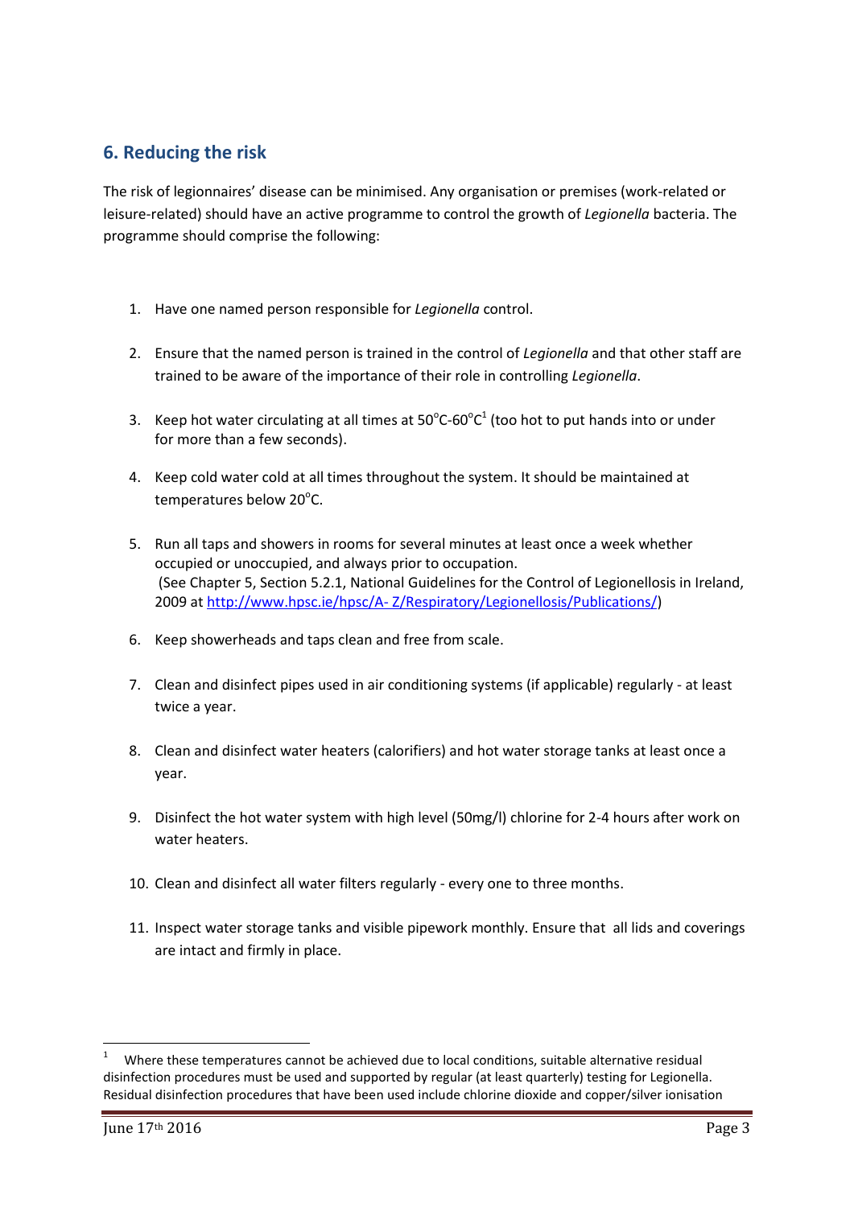## 6. Reducing the risk

The risk of legionnaires' disease can be minimised. Any organisation or premises (work-related or leisure-related) should have an active programme to control the growth of *Legionella* bacteria. The programme should comprise the following:

1. Have one named person responsible for *Legionella* control.
2. Ensure that the named person is trained in the control of *Legionella* and that other staff are trained to be aware of the importance of their role in controlling *Legionella*.
3. Keep hot water circulating at all times at 50°C-60°C[1] (too hot to put hands into or under for more than a few seconds).
4. Keep cold water cold at all times throughout the system. It should be maintained at temperatures below 20°C.
5. Run all taps and showers in rooms for several minutes at least once a week whether occupied or unoccupied, and always prior to occupation.
   (See Chapter 5, Section 5.2.1, National Guidelines for the Control of Legionellosis in Ireland, 2009 at [http://www.hpsc.ie/hpsc/A- Z/Respiratory/Legionellosis/Publications/](http://www.hpsc.ie/hpsc/A-Z/Respiratory/Legionellosis/Publications/))
6. Keep showerheads and taps clean and free from scale.
7. Clean and disinfect pipes used in air conditioning systems (if applicable) regularly - at least twice a year.
8. Clean and disinfect water heaters (calorifiers) and hot water storage tanks at least once a year.
9. Disinfect the hot water system with high level (50mg/l) chlorine for 2-4 hours after work on water heaters.
10. Clean and disinfect all water filters regularly - every one to three months.
11. Inspect water storage tanks and visible pipework monthly. Ensure that all lids and coverings are intact and firmly in place.

---

[1] Where these temperatures cannot be achieved due to local conditions, suitable alternative residual disinfection procedures must be used and supported by regular (at least quarterly) testing for Legionella. Residual disinfection procedures that have been used include chlorine dioxide and copper/silver ionisation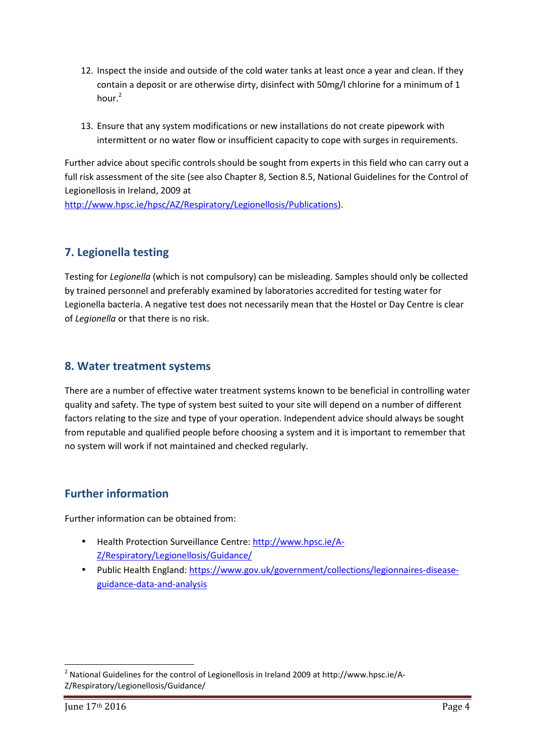12. Inspect the inside and outside of the cold water tanks at least once a year and clean. If they contain a deposit or are otherwise dirty, disinfect with 50mg/l chlorine for a minimum of 1 hour.[2]

13. Ensure that any system modifications or new installations do not create pipework with intermittent or no water flow or insufficient capacity to cope with surges in requirements.

Further advice about specific controls should be sought from experts in this field who can carry out a full risk assessment of the site (see also Chapter 8, Section 8.5, National Guidelines for the Control of Legionellosis in Ireland, 2009 at http://www.hpsc.ie/hpsc/AZ/Respiratory/Legionellosis/Publications).

## 7. Legionella testing

Testing for *Legionella* (which is not compulsory) can be misleading. Samples should only be collected by trained personnel and preferably examined by laboratories accredited for testing water for Legionella bacteria. A negative test does not necessarily mean that the Hostel or Day Centre is clear of *Legionella* or that there is no risk.

## 8. Water treatment systems

There are a number of effective water treatment systems known to be beneficial in controlling water quality and safety. The type of system best suited to your site will depend on a number of different factors relating to the size and type of your operation. Independent advice should always be sought from reputable and qualified people before choosing a system and it is important to remember that no system will work if not maintained and checked regularly.

## Further information

Further information can be obtained from:

- Health Protection Surveillance Centre: http://www.hpsc.ie/A-Z/Respiratory/Legionellosis/Guidance/
- Public Health England: https://www.gov.uk/government/collections/legionnaires-disease-guidance-data-and-analysis

[2] National Guidelines for the control of Legionellosis in Ireland 2009 at http://www.hpsc.ie/A-Z/Respiratory/Legionellosis/Guidance/